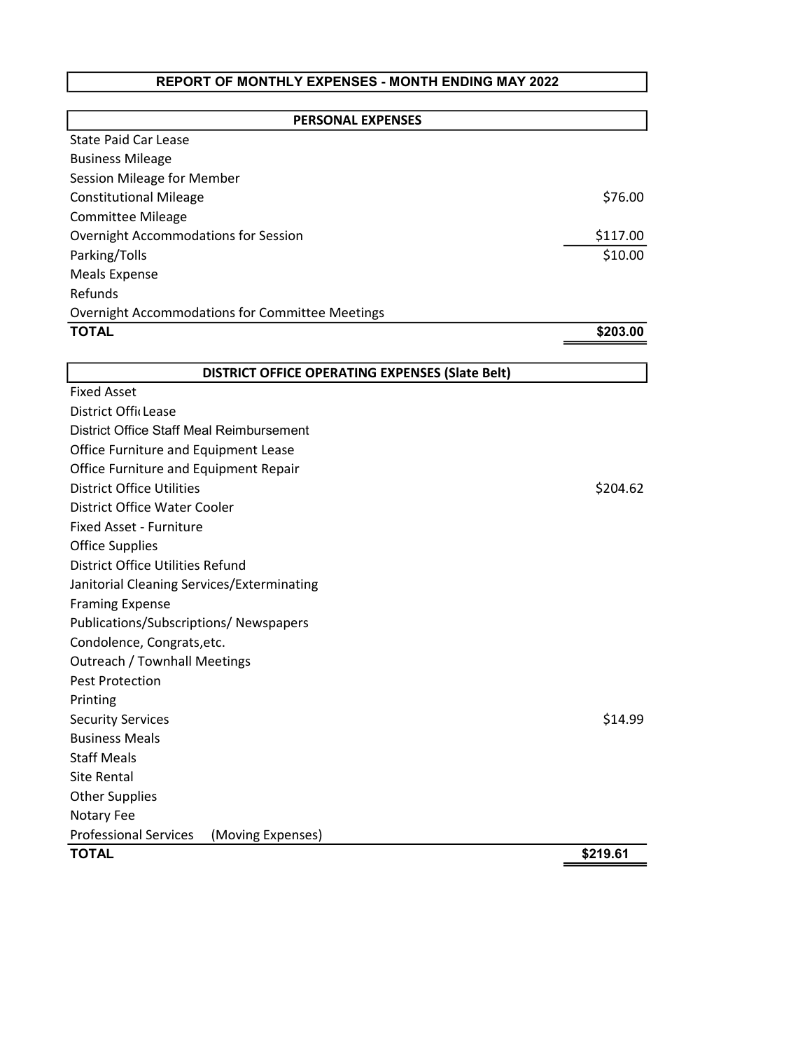## REPORT OF MONTHLY EXPENSES - MONTH ENDING MAY 2022

| PERSONAL EXPENSES | |
|---|---|
| State Paid Car Lease | |
| Business Mileage | |
| Session Mileage for Member | |
| Constitutional Mileage | $76.00 |
| Committee Mileage | |
| Overnight Accommodations for Session | $117.00 |
| Parking/Tolls | $10.00 |
| Meals Expense | |
| Refunds | |
| Overnight Accommodations for Committee Meetings | |
| **TOTAL** | **$203.00** |

| DISTRICT OFFICE OPERATING EXPENSES (Slate Belt) | |
|---|---|
| Fixed Asset | |
| District Offi Lease | |
| District Office Staff Meal Reimbursement | |
| Office Furniture and Equipment Lease | |
| Office Furniture and Equipment Repair | |
| District Office Utilities | $204.62 |
| District Office Water Cooler | |
| Fixed Asset - Furniture | |
| Office Supplies | |
| District Office Utilities Refund | |
| Janitorial Cleaning Services/Exterminating | |
| Framing Expense | |
| Publications/Subscriptions/ Newspapers | |
| Condolence, Congrats,etc. | |
| Outreach / Townhall Meetings | |
| Pest Protection | |
| Printing | |
| Security Services | $14.99 |
| Business Meals | |
| Staff Meals | |
| Site Rental | |
| Other Supplies | |
| Notary Fee | |
| Professional Services (Moving Expenses) | |
| **TOTAL** | **$219.61** |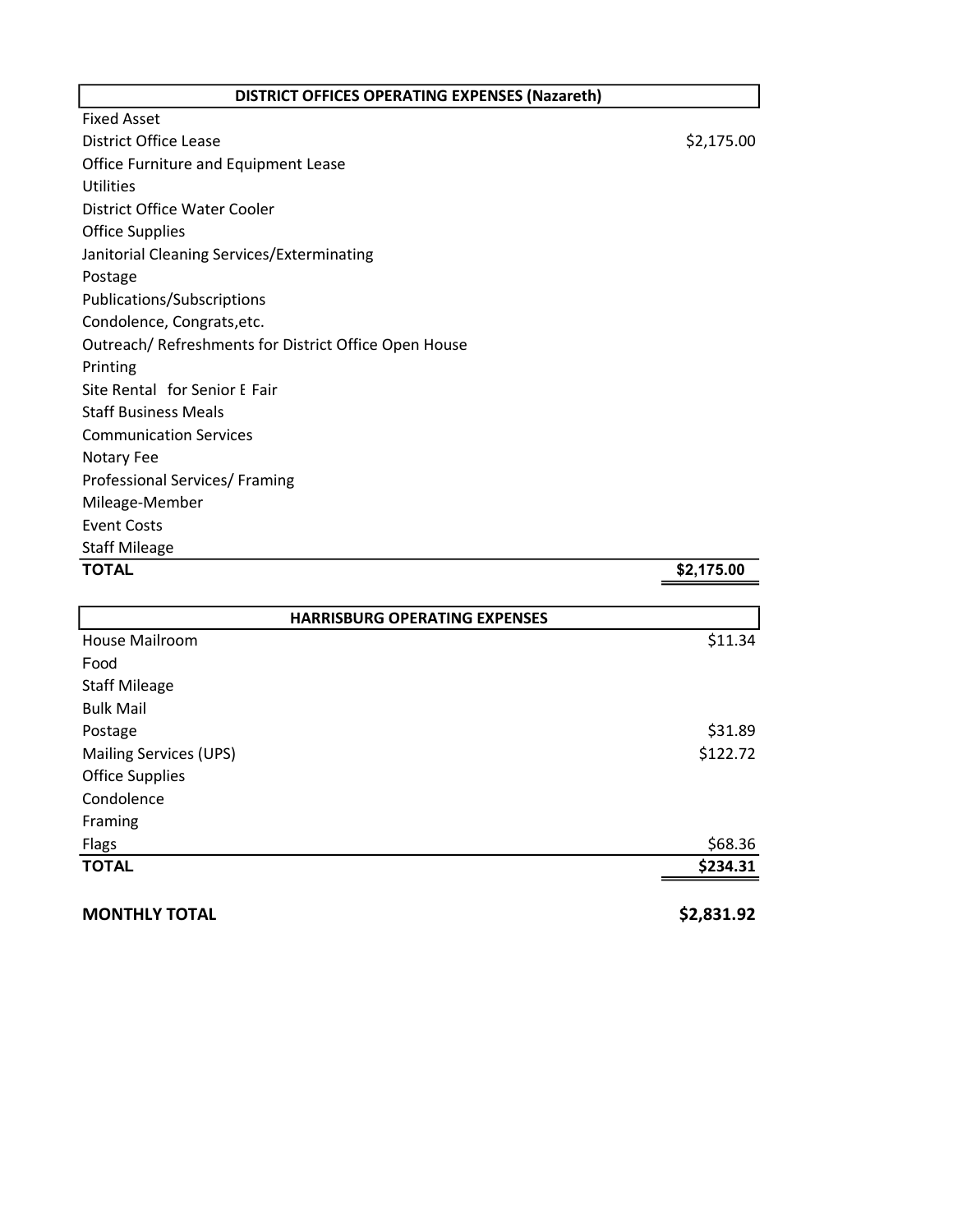| DISTRICT OFFICES OPERATING EXPENSES (Nazareth) | |
| --- | --- |
| Fixed Asset | |
| District Office Lease | $2,175.00 |
| Office Furniture and Equipment Lease | |
| Utilities | |
| District Office Water Cooler | |
| Office Supplies | |
| Janitorial Cleaning Services/Exterminating | |
| Postage | |
| Publications/Subscriptions | |
| Condolence, Congrats,etc. | |
| Outreach/ Refreshments for District Office Open House | |
| Printing | |
| Site Rental for Senior E Fair | |
| Staff Business Meals | |
| Communication Services | |
| Notary Fee | |
| Professional Services/ Framing | |
| Mileage-Member | |
| Event Costs | |
| Staff Mileage | |
| **TOTAL** | **$2,175.00** |

| HARRISBURG OPERATING EXPENSES | |
| --- | --- |
| House Mailroom | $11.34 |
| Food | |
| Staff Mileage | |
| Bulk Mail | |
| Postage | $31.89 |
| Mailing Services (UPS) | $122.72 |
| Office Supplies | |
| Condolence | |
| Framing | |
| Flags | $68.36 |
| **TOTAL** | **$234.31** |

**MONTHLY TOTAL** **$2,831.92**